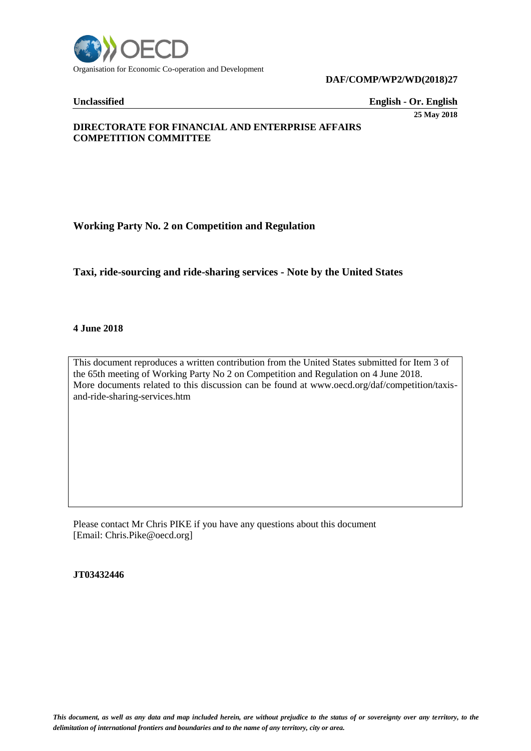Organisation for Economic Co-operation and Development

**DAF/COMP/WP2/WD(2018)27**

**Unclassified** **English - Or. English**

**25 May 2018**

**DIRECTORATE FOR FINANCIAL AND ENTERPRISE AFFAIRS**
**COMPETITION COMMITTEE**

## Working Party No. 2 on Competition and Regulation

## Taxi, ride-sourcing and ride-sharing services - Note by the United States

**4 June 2018**

This document reproduces a written contribution from the United States submitted for Item 3 of the 65th meeting of Working Party No 2 on Competition and Regulation on 4 June 2018.
More documents related to this discussion can be found at www.oecd.org/daf/competition/taxis-and-ride-sharing-services.htm

Please contact Mr Chris PIKE if you have any questions about this document
[Email: Chris.Pike@oecd.org]

**JT03432446**

*This document, as well as any data and map included herein, are without prejudice to the status of or sovereignty over any territory, to the delimitation of international frontiers and boundaries and to the name of any territory, city or area.*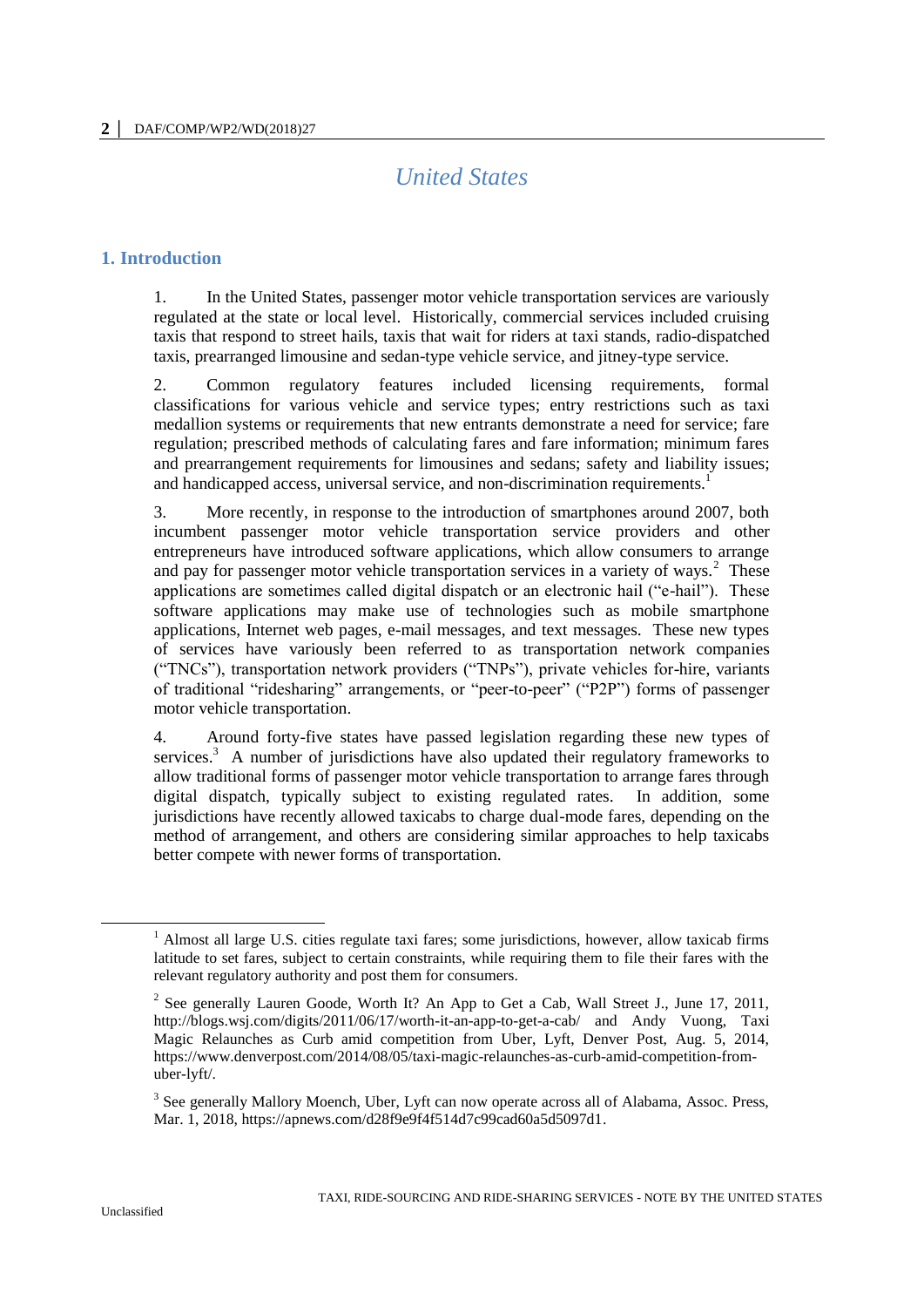# United States

## 1. Introduction

1. In the United States, passenger motor vehicle transportation services are variously regulated at the state or local level. Historically, commercial services included cruising taxis that respond to street hails, taxis that wait for riders at taxi stands, radio-dispatched taxis, prearranged limousine and sedan-type vehicle service, and jitney-type service.

2. Common regulatory features included licensing requirements, formal classifications for various vehicle and service types; entry restrictions such as taxi medallion systems or requirements that new entrants demonstrate a need for service; fare regulation; prescribed methods of calculating fares and fare information; minimum fares and prearrangement requirements for limousines and sedans; safety and liability issues; and handicapped access, universal service, and non-discrimination requirements.[1]

3. More recently, in response to the introduction of smartphones around 2007, both incumbent passenger motor vehicle transportation service providers and other entrepreneurs have introduced software applications, which allow consumers to arrange and pay for passenger motor vehicle transportation services in a variety of ways.[2] These applications are sometimes called digital dispatch or an electronic hail ("e-hail"). These software applications may make use of technologies such as mobile smartphone applications, Internet web pages, e-mail messages, and text messages. These new types of services have variously been referred to as transportation network companies ("TNCs"), transportation network providers ("TNPs"), private vehicles for-hire, variants of traditional "ridesharing" arrangements, or "peer-to-peer" ("P2P") forms of passenger motor vehicle transportation.

4. Around forty-five states have passed legislation regarding these new types of services.[3] A number of jurisdictions have also updated their regulatory frameworks to allow traditional forms of passenger motor vehicle transportation to arrange fares through digital dispatch, typically subject to existing regulated rates. In addition, some jurisdictions have recently allowed taxicabs to charge dual-mode fares, depending on the method of arrangement, and others are considering similar approaches to help taxicabs better compete with newer forms of transportation.

---

[1] Almost all large U.S. cities regulate taxi fares; some jurisdictions, however, allow taxicab firms latitude to set fares, subject to certain constraints, while requiring them to file their fares with the relevant regulatory authority and post them for consumers.

[2] See generally Lauren Goode, Worth It? An App to Get a Cab, Wall Street J., June 17, 2011, http://blogs.wsj.com/digits/2011/06/17/worth-it-an-app-to-get-a-cab/ and Andy Vuong, Taxi Magic Relaunches as Curb amid competition from Uber, Lyft, Denver Post, Aug. 5, 2014, https://www.denverpost.com/2014/08/05/taxi-magic-relaunches-as-curb-amid-competition-from-uber-lyft/.

[3] See generally Mallory Moench, Uber, Lyft can now operate across all of Alabama, Assoc. Press, Mar. 1, 2018, https://apnews.com/d28f9e9f4f514d7c99cad60a5d5097d1.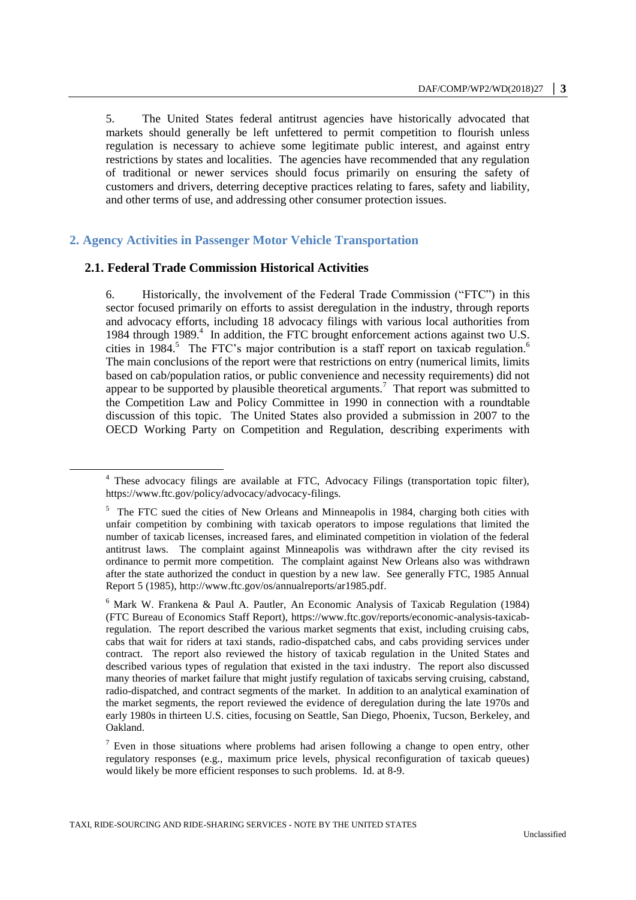5. The United States federal antitrust agencies have historically advocated that markets should generally be left unfettered to permit competition to flourish unless regulation is necessary to achieve some legitimate public interest, and against entry restrictions by states and localities. The agencies have recommended that any regulation of traditional or newer services should focus primarily on ensuring the safety of customers and drivers, deterring deceptive practices relating to fares, safety and liability, and other terms of use, and addressing other consumer protection issues.

## 2. Agency Activities in Passenger Motor Vehicle Transportation

### 2.1. Federal Trade Commission Historical Activities

6. Historically, the involvement of the Federal Trade Commission ("FTC") in this sector focused primarily on efforts to assist deregulation in the industry, through reports and advocacy efforts, including 18 advocacy filings with various local authorities from 1984 through 1989.[4] In addition, the FTC brought enforcement actions against two U.S. cities in 1984.[5] The FTC's major contribution is a staff report on taxicab regulation.[6] The main conclusions of the report were that restrictions on entry (numerical limits, limits based on cab/population ratios, or public convenience and necessity requirements) did not appear to be supported by plausible theoretical arguments.[7] That report was submitted to the Competition Law and Policy Committee in 1990 in connection with a roundtable discussion of this topic. The United States also provided a submission in 2007 to the OECD Working Party on Competition and Regulation, describing experiments with

---

[4] These advocacy filings are available at FTC, Advocacy Filings (transportation topic filter), https://www.ftc.gov/policy/advocacy/advocacy-filings.

[5] The FTC sued the cities of New Orleans and Minneapolis in 1984, charging both cities with unfair competition by combining with taxicab operators to impose regulations that limited the number of taxicab licenses, increased fares, and eliminated competition in violation of the federal antitrust laws. The complaint against Minneapolis was withdrawn after the city revised its ordinance to permit more competition. The complaint against New Orleans also was withdrawn after the state authorized the conduct in question by a new law. See generally FTC, 1985 Annual Report 5 (1985), http://www.ftc.gov/os/annualreports/ar1985.pdf.

[6] Mark W. Frankena & Paul A. Pautler, An Economic Analysis of Taxicab Regulation (1984) (FTC Bureau of Economics Staff Report), https://www.ftc.gov/reports/economic-analysis-taxicab-regulation. The report described the various market segments that exist, including cruising cabs, cabs that wait for riders at taxi stands, radio-dispatched cabs, and cabs providing services under contract. The report also reviewed the history of taxicab regulation in the United States and described various types of regulation that existed in the taxi industry. The report also discussed many theories of market failure that might justify regulation of taxicabs serving cruising, cabstand, radio-dispatched, and contract segments of the market. In addition to an analytical examination of the market segments, the report reviewed the evidence of deregulation during the late 1970s and early 1980s in thirteen U.S. cities, focusing on Seattle, San Diego, Phoenix, Tucson, Berkeley, and Oakland.

[7] Even in those situations where problems had arisen following a change to open entry, other regulatory responses (e.g., maximum price levels, physical reconfiguration of taxicab queues) would likely be more efficient responses to such problems. Id. at 8-9.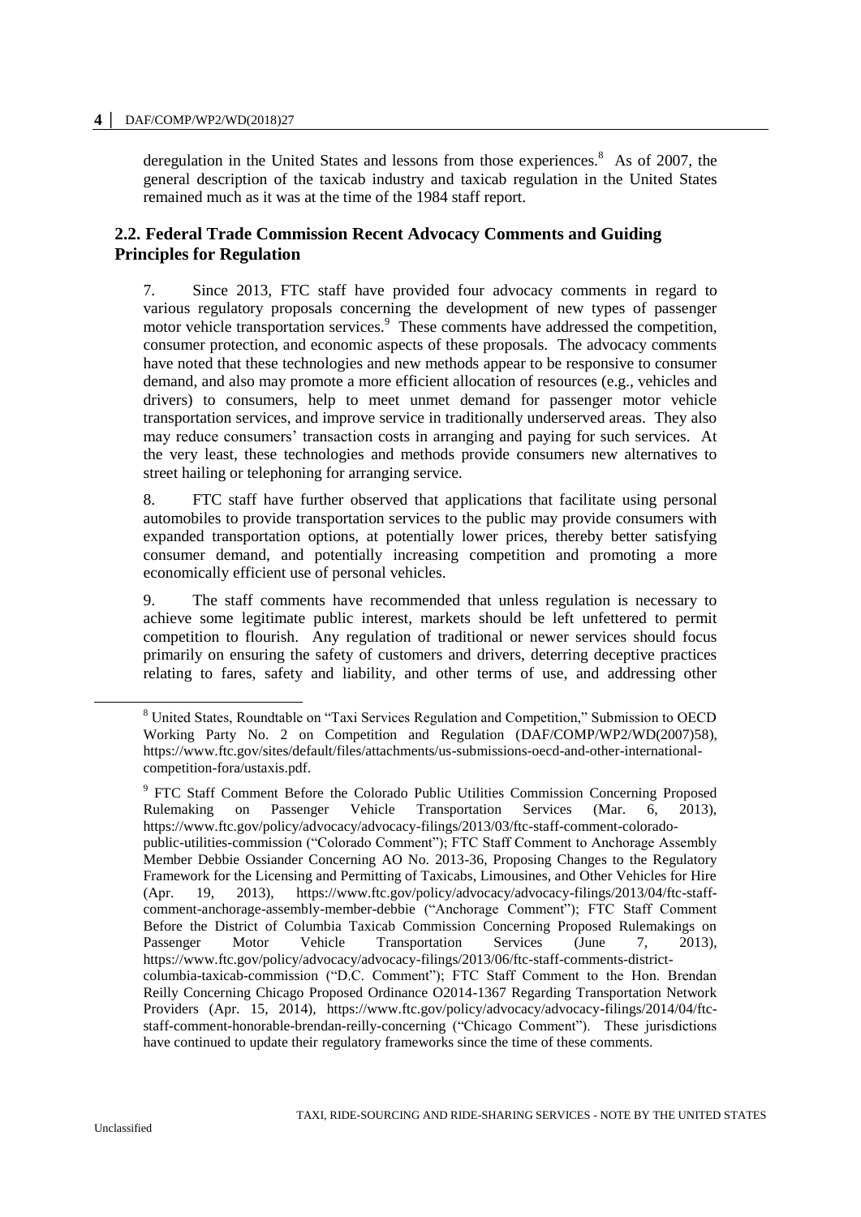deregulation in the United States and lessons from those experiences.[8] As of 2007, the general description of the taxicab industry and taxicab regulation in the United States remained much as it was at the time of the 1984 staff report.

## 2.2. Federal Trade Commission Recent Advocacy Comments and Guiding Principles for Regulation

7. Since 2013, FTC staff have provided four advocacy comments in regard to various regulatory proposals concerning the development of new types of passenger motor vehicle transportation services.[9] These comments have addressed the competition, consumer protection, and economic aspects of these proposals. The advocacy comments have noted that these technologies and new methods appear to be responsive to consumer demand, and also may promote a more efficient allocation of resources (e.g., vehicles and drivers) to consumers, help to meet unmet demand for passenger motor vehicle transportation services, and improve service in traditionally underserved areas. They also may reduce consumers' transaction costs in arranging and paying for such services. At the very least, these technologies and methods provide consumers new alternatives to street hailing or telephoning for arranging service.

8. FTC staff have further observed that applications that facilitate using personal automobiles to provide transportation services to the public may provide consumers with expanded transportation options, at potentially lower prices, thereby better satisfying consumer demand, and potentially increasing competition and promoting a more economically efficient use of personal vehicles.

9. The staff comments have recommended that unless regulation is necessary to achieve some legitimate public interest, markets should be left unfettered to permit competition to flourish. Any regulation of traditional or newer services should focus primarily on ensuring the safety of customers and drivers, deterring deceptive practices relating to fares, safety and liability, and other terms of use, and addressing other

---

[8] United States, Roundtable on "Taxi Services Regulation and Competition," Submission to OECD Working Party No. 2 on Competition and Regulation (DAF/COMP/WP2/WD(2007)58), https://www.ftc.gov/sites/default/files/attachments/us-submissions-oecd-and-other-international-competition-fora/ustaxis.pdf.

[9] FTC Staff Comment Before the Colorado Public Utilities Commission Concerning Proposed Rulemaking on Passenger Vehicle Transportation Services (Mar. 6, 2013), https://www.ftc.gov/policy/advocacy/advocacy-filings/2013/03/ftc-staff-comment-colorado-public-utilities-commission ("Colorado Comment"); FTC Staff Comment to Anchorage Assembly Member Debbie Ossiander Concerning AO No. 2013-36, Proposing Changes to the Regulatory Framework for the Licensing and Permitting of Taxicabs, Limousines, and Other Vehicles for Hire (Apr. 19, 2013), https://www.ftc.gov/policy/advocacy/advocacy-filings/2013/04/ftc-staff-comment-anchorage-assembly-member-debbie ("Anchorage Comment"); FTC Staff Comment Before the District of Columbia Taxicab Commission Concerning Proposed Rulemakings on Passenger Motor Vehicle Transportation Services (June 7, 2013), https://www.ftc.gov/policy/advocacy/advocacy-filings/2013/06/ftc-staff-comments-district-columbia-taxicab-commission ("D.C. Comment"); FTC Staff Comment to the Hon. Brendan Reilly Concerning Chicago Proposed Ordinance O2014-1367 Regarding Transportation Network Providers (Apr. 15, 2014), https://www.ftc.gov/policy/advocacy/advocacy-filings/2014/04/ftc-staff-comment-honorable-brendan-reilly-concerning ("Chicago Comment"). These jurisdictions have continued to update their regulatory frameworks since the time of these comments.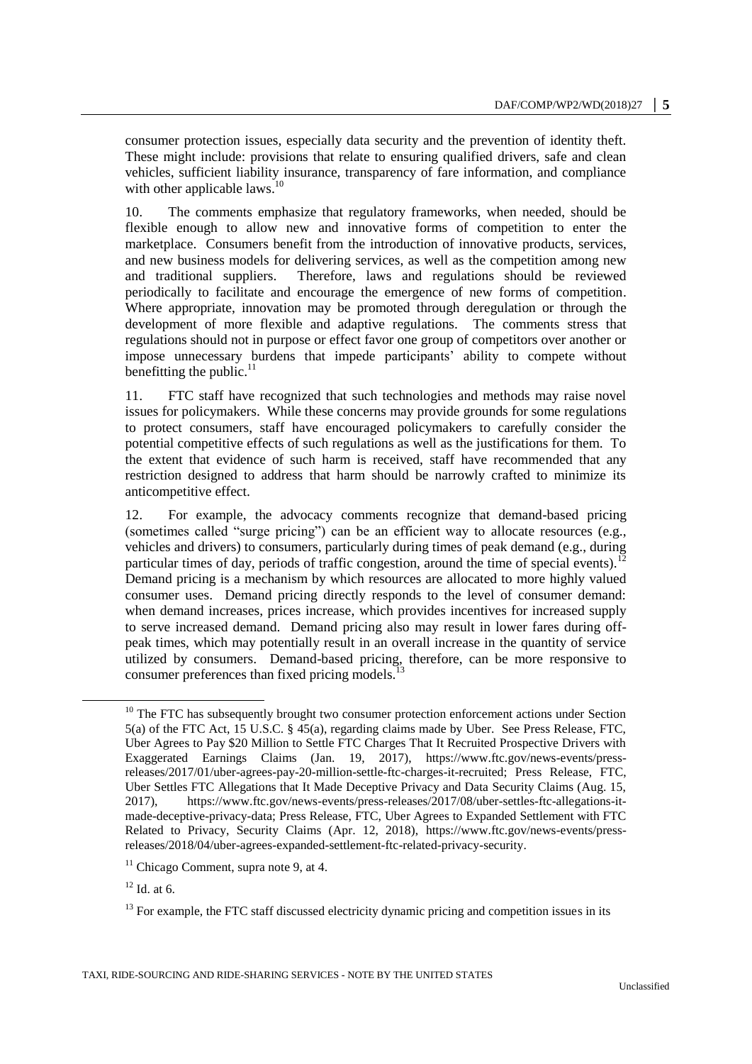consumer protection issues, especially data security and the prevention of identity theft. These might include: provisions that relate to ensuring qualified drivers, safe and clean vehicles, sufficient liability insurance, transparency of fare information, and compliance with other applicable laws.[10]

10. The comments emphasize that regulatory frameworks, when needed, should be flexible enough to allow new and innovative forms of competition to enter the marketplace. Consumers benefit from the introduction of innovative products, services, and new business models for delivering services, as well as the competition among new and traditional suppliers. Therefore, laws and regulations should be reviewed periodically to facilitate and encourage the emergence of new forms of competition. Where appropriate, innovation may be promoted through deregulation or through the development of more flexible and adaptive regulations. The comments stress that regulations should not in purpose or effect favor one group of competitors over another or impose unnecessary burdens that impede participants' ability to compete without benefitting the public.[11]

11. FTC staff have recognized that such technologies and methods may raise novel issues for policymakers. While these concerns may provide grounds for some regulations to protect consumers, staff have encouraged policymakers to carefully consider the potential competitive effects of such regulations as well as the justifications for them. To the extent that evidence of such harm is received, staff have recommended that any restriction designed to address that harm should be narrowly crafted to minimize its anticompetitive effect.

12. For example, the advocacy comments recognize that demand-based pricing (sometimes called "surge pricing") can be an efficient way to allocate resources (e.g., vehicles and drivers) to consumers, particularly during times of peak demand (e.g., during particular times of day, periods of traffic congestion, around the time of special events).[12] Demand pricing is a mechanism by which resources are allocated to more highly valued consumer uses. Demand pricing directly responds to the level of consumer demand: when demand increases, prices increase, which provides incentives for increased supply to serve increased demand. Demand pricing also may result in lower fares during off-peak times, which may potentially result in an overall increase in the quantity of service utilized by consumers. Demand-based pricing, therefore, can be more responsive to consumer preferences than fixed pricing models.[13]

---

[10] The FTC has subsequently brought two consumer protection enforcement actions under Section 5(a) of the FTC Act, 15 U.S.C. § 45(a), regarding claims made by Uber. See Press Release, FTC, Uber Agrees to Pay $20 Million to Settle FTC Charges That It Recruited Prospective Drivers with Exaggerated Earnings Claims (Jan. 19, 2017), https://www.ftc.gov/news-events/press-releases/2017/01/uber-agrees-pay-20-million-settle-ftc-charges-it-recruited; Press Release, FTC, Uber Settles FTC Allegations that It Made Deceptive Privacy and Data Security Claims (Aug. 15, 2017), https://www.ftc.gov/news-events/press-releases/2017/08/uber-settles-ftc-allegations-it-made-deceptive-privacy-data; Press Release, FTC, Uber Agrees to Expanded Settlement with FTC Related to Privacy, Security Claims (Apr. 12, 2018), https://www.ftc.gov/news-events/press-releases/2018/04/uber-agrees-expanded-settlement-ftc-related-privacy-security.

[11] Chicago Comment, supra note 9, at 4.

[12] Id. at 6.

[13] For example, the FTC staff discussed electricity dynamic pricing and competition issues in its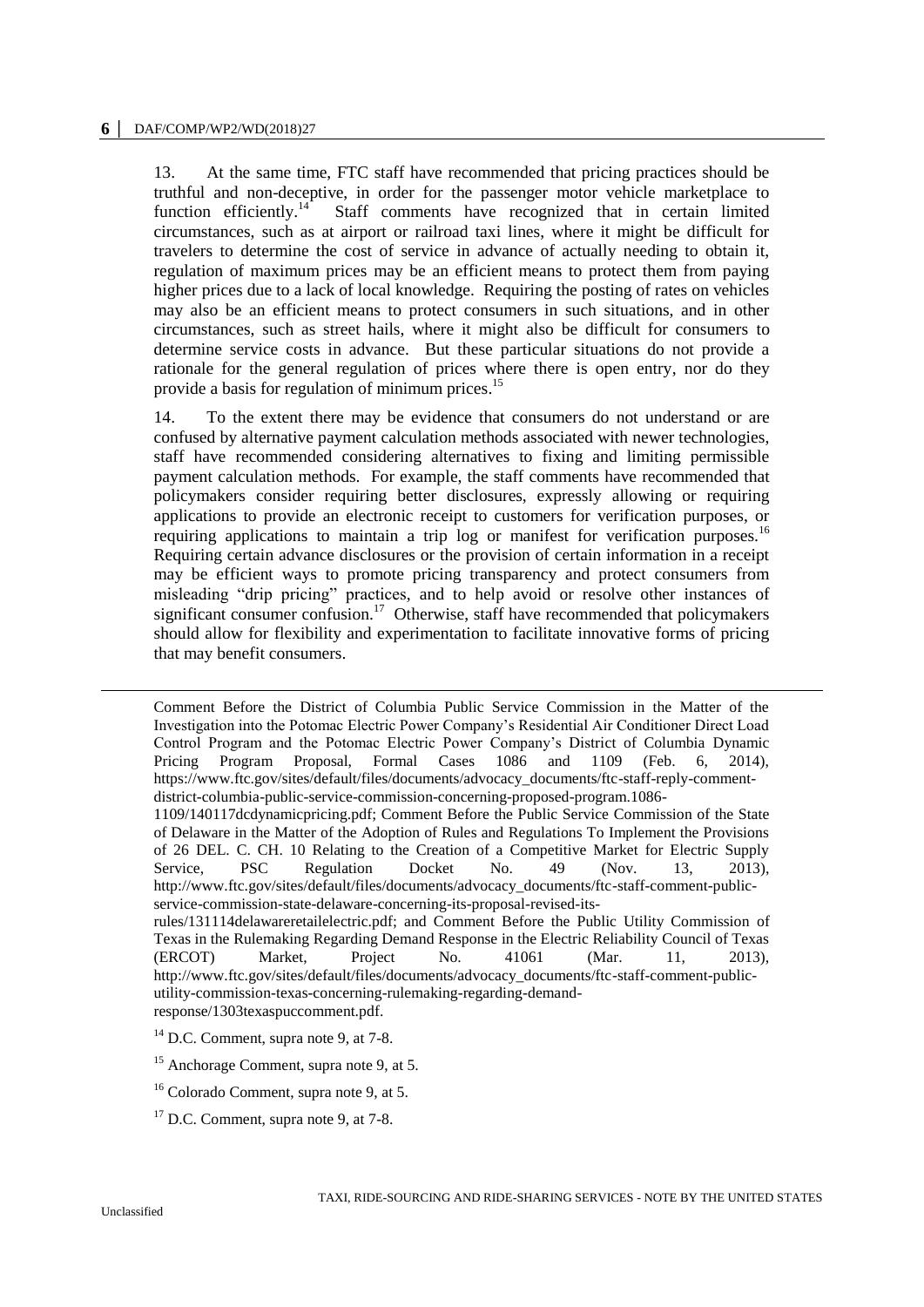13. At the same time, FTC staff have recommended that pricing practices should be truthful and non-deceptive, in order for the passenger motor vehicle marketplace to function efficiently.[14] Staff comments have recognized that in certain limited circumstances, such as at airport or railroad taxi lines, where it might be difficult for travelers to determine the cost of service in advance of actually needing to obtain it, regulation of maximum prices may be an efficient means to protect them from paying higher prices due to a lack of local knowledge. Requiring the posting of rates on vehicles may also be an efficient means to protect consumers in such situations, and in other circumstances, such as street hails, where it might also be difficult for consumers to determine service costs in advance. But these particular situations do not provide a rationale for the general regulation of prices where there is open entry, nor do they provide a basis for regulation of minimum prices.[15]

14. To the extent there may be evidence that consumers do not understand or are confused by alternative payment calculation methods associated with newer technologies, staff have recommended considering alternatives to fixing and limiting permissible payment calculation methods. For example, the staff comments have recommended that policymakers consider requiring better disclosures, expressly allowing or requiring applications to provide an electronic receipt to customers for verification purposes, or requiring applications to maintain a trip log or manifest for verification purposes.[16] Requiring certain advance disclosures or the provision of certain information in a receipt may be efficient ways to promote pricing transparency and protect consumers from misleading "drip pricing" practices, and to help avoid or resolve other instances of significant consumer confusion.[17] Otherwise, staff have recommended that policymakers should allow for flexibility and experimentation to facilitate innovative forms of pricing that may benefit consumers.

---

Comment Before the District of Columbia Public Service Commission in the Matter of the Investigation into the Potomac Electric Power Company's Residential Air Conditioner Direct Load Control Program and the Potomac Electric Power Company's District of Columbia Dynamic Pricing Program Proposal, Formal Cases 1086 and 1109 (Feb. 6, 2014), https://www.ftc.gov/sites/default/files/documents/advocacy_documents/ftc-staff-reply-comment-district-columbia-public-service-commission-concerning-proposed-program.1086-1109/140117dcdynamicpricing.pdf; Comment Before the Public Service Commission of the State of Delaware in the Matter of the Adoption of Rules and Regulations To Implement the Provisions of 26 DEL. C. CH. 10 Relating to the Creation of a Competitive Market for Electric Supply Service, PSC Regulation Docket No. 49 (Nov. 13, 2013), http://www.ftc.gov/sites/default/files/documents/advocacy_documents/ftc-staff-comment-public-service-commission-state-delaware-concerning-its-proposal-revised-its-rules/131114delawareretailelectric.pdf; and Comment Before the Public Utility Commission of Texas in the Rulemaking Regarding Demand Response in the Electric Reliability Council of Texas (ERCOT) Market, Project No. 41061 (Mar. 11, 2013), http://www.ftc.gov/sites/default/files/documents/advocacy_documents/ftc-staff-comment-public-utility-commission-texas-concerning-rulemaking-regarding-demand-response/1303texaspuccomment.pdf.

[14] D.C. Comment, supra note 9, at 7-8.

[15] Anchorage Comment, supra note 9, at 5.

[16] Colorado Comment, supra note 9, at 5.

[17] D.C. Comment, supra note 9, at 7-8.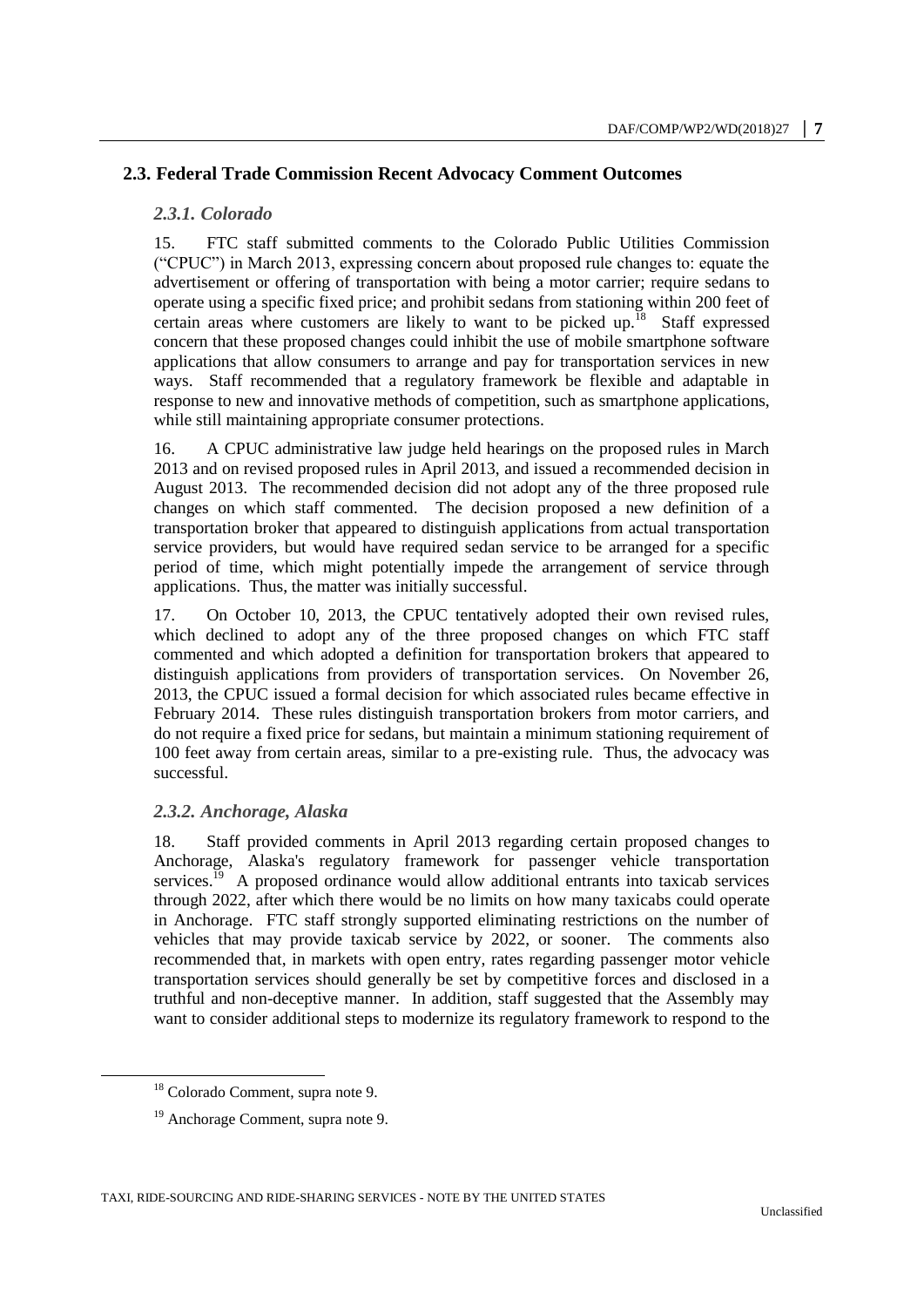## 2.3. Federal Trade Commission Recent Advocacy Comment Outcomes

### *2.3.1. Colorado*

15. FTC staff submitted comments to the Colorado Public Utilities Commission ("CPUC") in March 2013, expressing concern about proposed rule changes to: equate the advertisement or offering of transportation with being a motor carrier; require sedans to operate using a specific fixed price; and prohibit sedans from stationing within 200 feet of certain areas where customers are likely to want to be picked up.[18] Staff expressed concern that these proposed changes could inhibit the use of mobile smartphone software applications that allow consumers to arrange and pay for transportation services in new ways. Staff recommended that a regulatory framework be flexible and adaptable in response to new and innovative methods of competition, such as smartphone applications, while still maintaining appropriate consumer protections.

16. A CPUC administrative law judge held hearings on the proposed rules in March 2013 and on revised proposed rules in April 2013, and issued a recommended decision in August 2013. The recommended decision did not adopt any of the three proposed rule changes on which staff commented. The decision proposed a new definition of a transportation broker that appeared to distinguish applications from actual transportation service providers, but would have required sedan service to be arranged for a specific period of time, which might potentially impede the arrangement of service through applications. Thus, the matter was initially successful.

17. On October 10, 2013, the CPUC tentatively adopted their own revised rules, which declined to adopt any of the three proposed changes on which FTC staff commented and which adopted a definition for transportation brokers that appeared to distinguish applications from providers of transportation services. On November 26, 2013, the CPUC issued a formal decision for which associated rules became effective in February 2014. These rules distinguish transportation brokers from motor carriers, and do not require a fixed price for sedans, but maintain a minimum stationing requirement of 100 feet away from certain areas, similar to a pre-existing rule. Thus, the advocacy was successful.

### *2.3.2. Anchorage, Alaska*

18. Staff provided comments in April 2013 regarding certain proposed changes to Anchorage, Alaska's regulatory framework for passenger vehicle transportation services.[19] A proposed ordinance would allow additional entrants into taxicab services through 2022, after which there would be no limits on how many taxicabs could operate in Anchorage. FTC staff strongly supported eliminating restrictions on the number of vehicles that may provide taxicab service by 2022, or sooner. The comments also recommended that, in markets with open entry, rates regarding passenger motor vehicle transportation services should generally be set by competitive forces and disclosed in a truthful and non-deceptive manner. In addition, staff suggested that the Assembly may want to consider additional steps to modernize its regulatory framework to respond to the

[18] Colorado Comment, supra note 9.

[19] Anchorage Comment, supra note 9.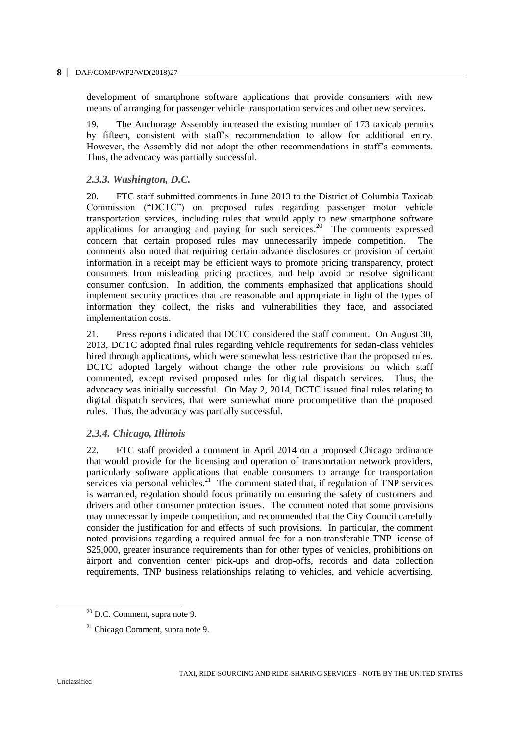development of smartphone software applications that provide consumers with new means of arranging for passenger vehicle transportation services and other new services.

19. The Anchorage Assembly increased the existing number of 173 taxicab permits by fifteen, consistent with staff's recommendation to allow for additional entry. However, the Assembly did not adopt the other recommendations in staff's comments. Thus, the advocacy was partially successful.

### *2.3.3. Washington, D.C.*

20. FTC staff submitted comments in June 2013 to the District of Columbia Taxicab Commission ("DCTC") on proposed rules regarding passenger motor vehicle transportation services, including rules that would apply to new smartphone software applications for arranging and paying for such services.[20] The comments expressed concern that certain proposed rules may unnecessarily impede competition. The comments also noted that requiring certain advance disclosures or provision of certain information in a receipt may be efficient ways to promote pricing transparency, protect consumers from misleading pricing practices, and help avoid or resolve significant consumer confusion. In addition, the comments emphasized that applications should implement security practices that are reasonable and appropriate in light of the types of information they collect, the risks and vulnerabilities they face, and associated implementation costs.

21. Press reports indicated that DCTC considered the staff comment. On August 30, 2013, DCTC adopted final rules regarding vehicle requirements for sedan-class vehicles hired through applications, which were somewhat less restrictive than the proposed rules. DCTC adopted largely without change the other rule provisions on which staff commented, except revised proposed rules for digital dispatch services. Thus, the advocacy was initially successful. On May 2, 2014, DCTC issued final rules relating to digital dispatch services, that were somewhat more procompetitive than the proposed rules. Thus, the advocacy was partially successful.

### *2.3.4. Chicago, Illinois*

22. FTC staff provided a comment in April 2014 on a proposed Chicago ordinance that would provide for the licensing and operation of transportation network providers, particularly software applications that enable consumers to arrange for transportation services via personal vehicles.[21] The comment stated that, if regulation of TNP services is warranted, regulation should focus primarily on ensuring the safety of customers and drivers and other consumer protection issues. The comment noted that some provisions may unnecessarily impede competition, and recommended that the City Council carefully consider the justification for and effects of such provisions. In particular, the comment noted provisions regarding a required annual fee for a non-transferable TNP license of $25,000, greater insurance requirements than for other types of vehicles, prohibitions on airport and convention center pick-ups and drop-offs, records and data collection requirements, TNP business relationships relating to vehicles, and vehicle advertising.

[20] D.C. Comment, supra note 9.

[21] Chicago Comment, supra note 9.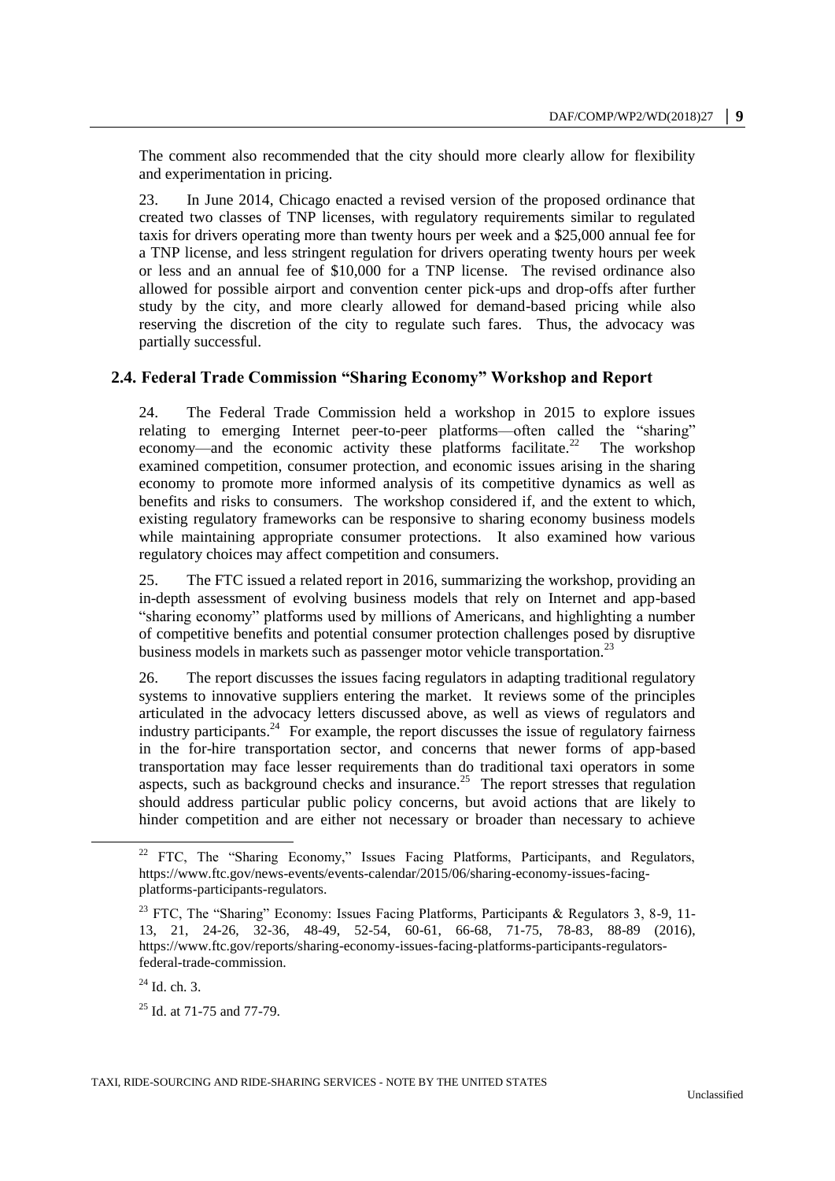The comment also recommended that the city should more clearly allow for flexibility and experimentation in pricing.

23. In June 2014, Chicago enacted a revised version of the proposed ordinance that created two classes of TNP licenses, with regulatory requirements similar to regulated taxis for drivers operating more than twenty hours per week and a $25,000 annual fee for a TNP license, and less stringent regulation for drivers operating twenty hours per week or less and an annual fee of $10,000 for a TNP license. The revised ordinance also allowed for possible airport and convention center pick-ups and drop-offs after further study by the city, and more clearly allowed for demand-based pricing while also reserving the discretion of the city to regulate such fares. Thus, the advocacy was partially successful.

### 2.4. Federal Trade Commission "Sharing Economy" Workshop and Report

24. The Federal Trade Commission held a workshop in 2015 to explore issues relating to emerging Internet peer-to-peer platforms—often called the "sharing" economy—and the economic activity these platforms facilitate.[22] The workshop examined competition, consumer protection, and economic issues arising in the sharing economy to promote more informed analysis of its competitive dynamics as well as benefits and risks to consumers. The workshop considered if, and the extent to which, existing regulatory frameworks can be responsive to sharing economy business models while maintaining appropriate consumer protections. It also examined how various regulatory choices may affect competition and consumers.

25. The FTC issued a related report in 2016, summarizing the workshop, providing an in-depth assessment of evolving business models that rely on Internet and app-based "sharing economy" platforms used by millions of Americans, and highlighting a number of competitive benefits and potential consumer protection challenges posed by disruptive business models in markets such as passenger motor vehicle transportation.[23]

26. The report discusses the issues facing regulators in adapting traditional regulatory systems to innovative suppliers entering the market. It reviews some of the principles articulated in the advocacy letters discussed above, as well as views of regulators and industry participants.[24] For example, the report discusses the issue of regulatory fairness in the for-hire transportation sector, and concerns that newer forms of app-based transportation may face lesser requirements than do traditional taxi operators in some aspects, such as background checks and insurance.[25] The report stresses that regulation should address particular public policy concerns, but avoid actions that are likely to hinder competition and are either not necessary or broader than necessary to achieve

---

[22] FTC, The "Sharing Economy," Issues Facing Platforms, Participants, and Regulators, https://www.ftc.gov/news-events/events-calendar/2015/06/sharing-economy-issues-facing-platforms-participants-regulators.

[23] FTC, The "Sharing" Economy: Issues Facing Platforms, Participants & Regulators 3, 8-9, 11-13, 21, 24-26, 32-36, 48-49, 52-54, 60-61, 66-68, 71-75, 78-83, 88-89 (2016), https://www.ftc.gov/reports/sharing-economy-issues-facing-platforms-participants-regulators-federal-trade-commission.

[24] Id. ch. 3.

[25] Id. at 71-75 and 77-79.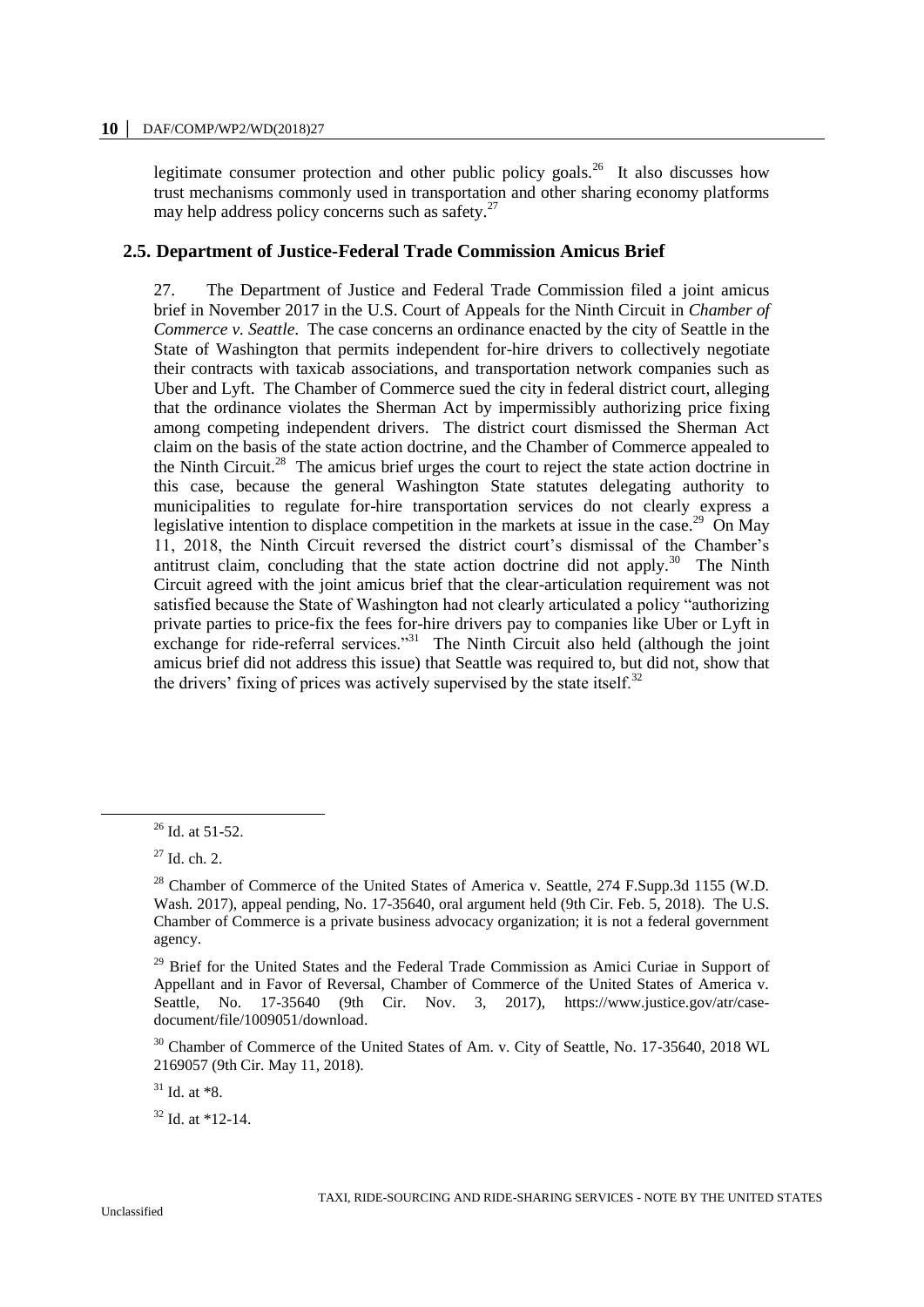legitimate consumer protection and other public policy goals.[26] It also discusses how trust mechanisms commonly used in transportation and other sharing economy platforms may help address policy concerns such as safety.[27]

## 2.5. Department of Justice-Federal Trade Commission Amicus Brief

27. The Department of Justice and Federal Trade Commission filed a joint amicus brief in November 2017 in the U.S. Court of Appeals for the Ninth Circuit in *Chamber of Commerce v. Seattle*. The case concerns an ordinance enacted by the city of Seattle in the State of Washington that permits independent for-hire drivers to collectively negotiate their contracts with taxicab associations, and transportation network companies such as Uber and Lyft. The Chamber of Commerce sued the city in federal district court, alleging that the ordinance violates the Sherman Act by impermissibly authorizing price fixing among competing independent drivers. The district court dismissed the Sherman Act claim on the basis of the state action doctrine, and the Chamber of Commerce appealed to the Ninth Circuit.[28] The amicus brief urges the court to reject the state action doctrine in this case, because the general Washington State statutes delegating authority to municipalities to regulate for-hire transportation services do not clearly express a legislative intention to displace competition in the markets at issue in the case.[29] On May 11, 2018, the Ninth Circuit reversed the district court's dismissal of the Chamber's antitrust claim, concluding that the state action doctrine did not apply.[30] The Ninth Circuit agreed with the joint amicus brief that the clear-articulation requirement was not satisfied because the State of Washington had not clearly articulated a policy "authorizing private parties to price-fix the fees for-hire drivers pay to companies like Uber or Lyft in exchange for ride-referral services."[31] The Ninth Circuit also held (although the joint amicus brief did not address this issue) that Seattle was required to, but did not, show that the drivers' fixing of prices was actively supervised by the state itself.[32]

---

[26] Id. at 51-52.

[27] Id. ch. 2.

[28] Chamber of Commerce of the United States of America v. Seattle, 274 F.Supp.3d 1155 (W.D. Wash. 2017), appeal pending, No. 17-35640, oral argument held (9th Cir. Feb. 5, 2018). The U.S. Chamber of Commerce is a private business advocacy organization; it is not a federal government agency.

[29] Brief for the United States and the Federal Trade Commission as Amici Curiae in Support of Appellant and in Favor of Reversal, Chamber of Commerce of the United States of America v. Seattle, No. 17-35640 (9th Cir. Nov. 3, 2017), https://www.justice.gov/atr/case-document/file/1009051/download.

[30] Chamber of Commerce of the United States of Am. v. City of Seattle, No. 17-35640, 2018 WL 2169057 (9th Cir. May 11, 2018).

[31] Id. at *8.

[32] Id. at *12-14.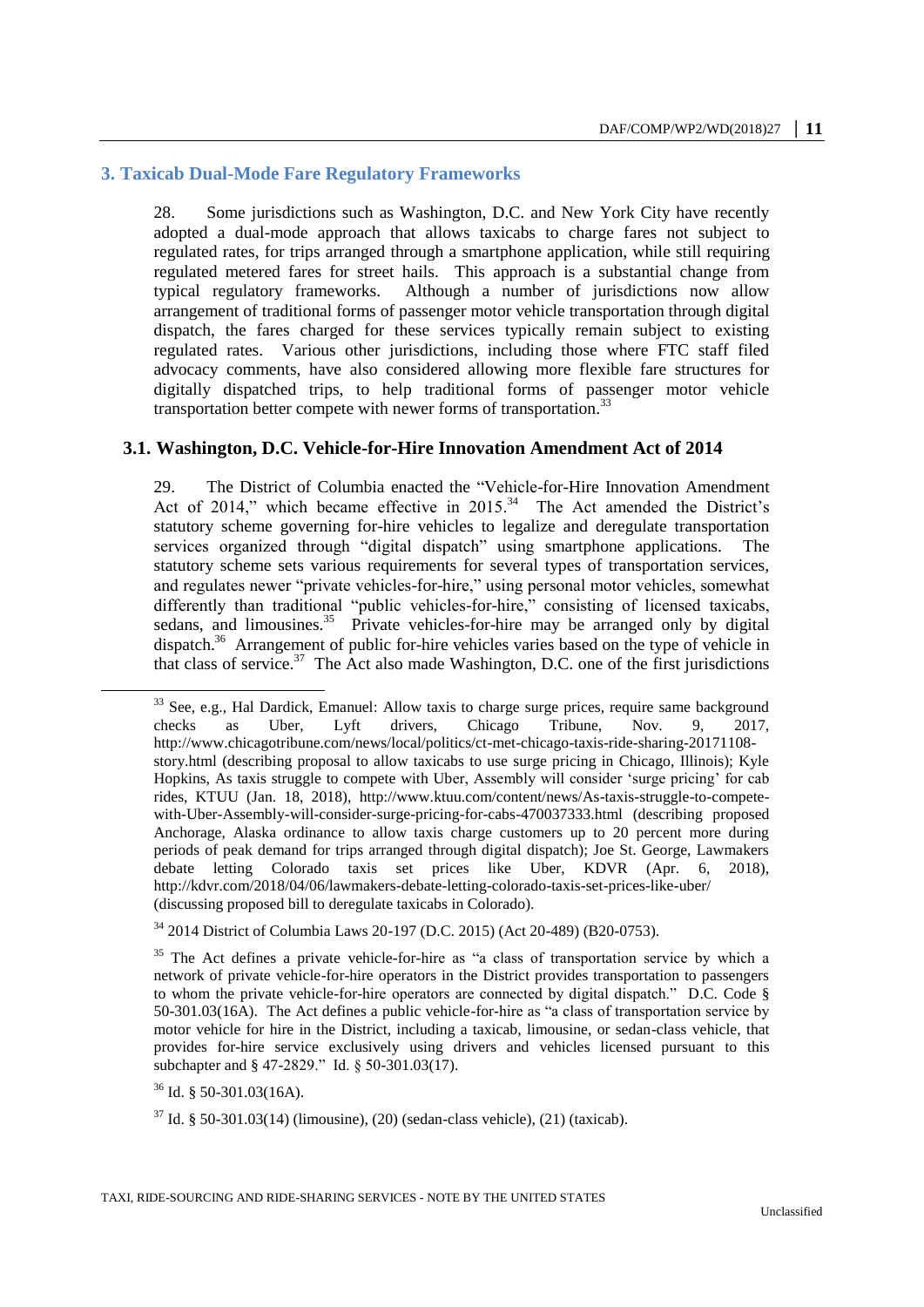## 3. Taxicab Dual-Mode Fare Regulatory Frameworks

28. Some jurisdictions such as Washington, D.C. and New York City have recently adopted a dual-mode approach that allows taxicabs to charge fares not subject to regulated rates, for trips arranged through a smartphone application, while still requiring regulated metered fares for street hails. This approach is a substantial change from typical regulatory frameworks. Although a number of jurisdictions now allow arrangement of traditional forms of passenger motor vehicle transportation through digital dispatch, the fares charged for these services typically remain subject to existing regulated rates. Various other jurisdictions, including those where FTC staff filed advocacy comments, have also considered allowing more flexible fare structures for digitally dispatched trips, to help traditional forms of passenger motor vehicle transportation better compete with newer forms of transportation.[33]

### 3.1. Washington, D.C. Vehicle-for-Hire Innovation Amendment Act of 2014

29. The District of Columbia enacted the "Vehicle-for-Hire Innovation Amendment Act of 2014," which became effective in 2015.[34] The Act amended the District's statutory scheme governing for-hire vehicles to legalize and deregulate transportation services organized through "digital dispatch" using smartphone applications. The statutory scheme sets various requirements for several types of transportation services, and regulates newer "private vehicles-for-hire," using personal motor vehicles, somewhat differently than traditional "public vehicles-for-hire," consisting of licensed taxicabs, sedans, and limousines.[35] Private vehicles-for-hire may be arranged only by digital dispatch.[36] Arrangement of public for-hire vehicles varies based on the type of vehicle in that class of service.[37] The Act also made Washington, D.C. one of the first jurisdictions

---

[33] See, e.g., Hal Dardick, Emanuel: Allow taxis to charge surge prices, require same background checks as Uber, Lyft drivers, Chicago Tribune, Nov. 9, 2017, http://www.chicagotribune.com/news/local/politics/ct-met-chicago-taxis-ride-sharing-20171108-story.html (describing proposal to allow taxicabs to use surge pricing in Chicago, Illinois); Kyle Hopkins, As taxis struggle to compete with Uber, Assembly will consider 'surge pricing' for cab rides, KTUU (Jan. 18, 2018), http://www.ktuu.com/content/news/As-taxis-struggle-to-compete-with-Uber-Assembly-will-consider-surge-pricing-for-cabs-470037333.html (describing proposed Anchorage, Alaska ordinance to allow taxis charge customers up to 20 percent more during periods of peak demand for trips arranged through digital dispatch); Joe St. George, Lawmakers debate letting Colorado taxis set prices like Uber, KDVR (Apr. 6, 2018), http://kdvr.com/2018/04/06/lawmakers-debate-letting-colorado-taxis-set-prices-like-uber/ (discussing proposed bill to deregulate taxicabs in Colorado).

[34] 2014 District of Columbia Laws 20-197 (D.C. 2015) (Act 20-489) (B20-0753).

[35] The Act defines a private vehicle-for-hire as "a class of transportation service by which a network of private vehicle-for-hire operators in the District provides transportation to passengers to whom the private vehicle-for-hire operators are connected by digital dispatch." D.C. Code § 50-301.03(16A). The Act defines a public vehicle-for-hire as "a class of transportation service by motor vehicle for hire in the District, including a taxicab, limousine, or sedan-class vehicle, that provides for-hire service exclusively using drivers and vehicles licensed pursuant to this subchapter and § 47-2829." Id. § 50-301.03(17).

[36] Id. § 50-301.03(16A).

[37] Id. § 50-301.03(14) (limousine), (20) (sedan-class vehicle), (21) (taxicab).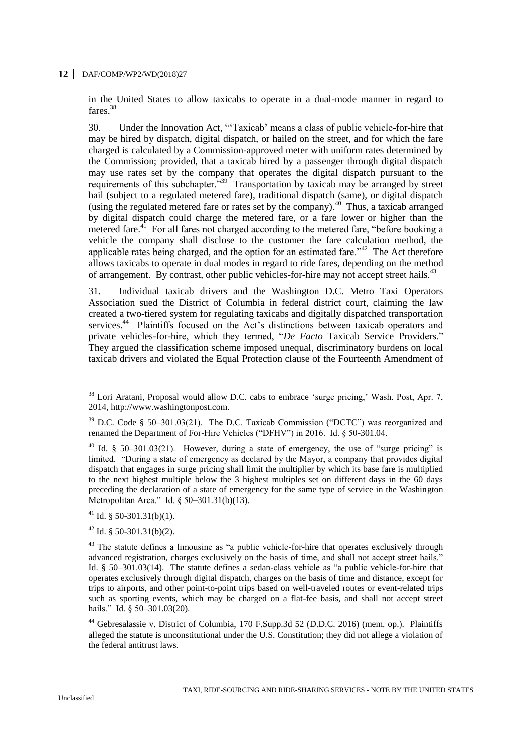in the United States to allow taxicabs to operate in a dual-mode manner in regard to fares.[38]

30. Under the Innovation Act, "'Taxicab' means a class of public vehicle-for-hire that may be hired by dispatch, digital dispatch, or hailed on the street, and for which the fare charged is calculated by a Commission-approved meter with uniform rates determined by the Commission; provided, that a taxicab hired by a passenger through digital dispatch may use rates set by the company that operates the digital dispatch pursuant to the requirements of this subchapter."[39] Transportation by taxicab may be arranged by street hail (subject to a regulated metered fare), traditional dispatch (same), or digital dispatch (using the regulated metered fare or rates set by the company).[40] Thus, a taxicab arranged by digital dispatch could charge the metered fare, or a fare lower or higher than the metered fare.[41] For all fares not charged according to the metered fare, "before booking a vehicle the company shall disclose to the customer the fare calculation method, the applicable rates being charged, and the option for an estimated fare."[42] The Act therefore allows taxicabs to operate in dual modes in regard to ride fares, depending on the method of arrangement. By contrast, other public vehicles-for-hire may not accept street hails.[43]

31. Individual taxicab drivers and the Washington D.C. Metro Taxi Operators Association sued the District of Columbia in federal district court, claiming the law created a two-tiered system for regulating taxicabs and digitally dispatched transportation services.[44] Plaintiffs focused on the Act's distinctions between taxicab operators and private vehicles-for-hire, which they termed, "*De Facto* Taxicab Service Providers." They argued the classification scheme imposed unequal, discriminatory burdens on local taxicab drivers and violated the Equal Protection clause of the Fourteenth Amendment of

---

[38] Lori Aratani, Proposal would allow D.C. cabs to embrace 'surge pricing,' Wash. Post, Apr. 7, 2014, http://www.washingtonpost.com.

[39] D.C. Code § 50–301.03(21). The D.C. Taxicab Commission ("DCTC") was reorganized and renamed the Department of For-Hire Vehicles ("DFHV") in 2016. Id. § 50-301.04.

[40] Id. § 50–301.03(21). However, during a state of emergency, the use of "surge pricing" is limited. "During a state of emergency as declared by the Mayor, a company that provides digital dispatch that engages in surge pricing shall limit the multiplier by which its base fare is multiplied to the next highest multiple below the 3 highest multiples set on different days in the 60 days preceding the declaration of a state of emergency for the same type of service in the Washington Metropolitan Area." Id. § 50–301.31(b)(13).

[41] Id. § 50-301.31(b)(1).

[42] Id. § 50-301.31(b)(2).

[43] The statute defines a limousine as "a public vehicle-for-hire that operates exclusively through advanced registration, charges exclusively on the basis of time, and shall not accept street hails." Id. § 50–301.03(14). The statute defines a sedan-class vehicle as "a public vehicle-for-hire that operates exclusively through digital dispatch, charges on the basis of time and distance, except for trips to airports, and other point-to-point trips based on well-traveled routes or event-related trips such as sporting events, which may be charged on a flat-fee basis, and shall not accept street hails." Id. § 50–301.03(20).

[44] Gebresalassie v. District of Columbia, 170 F.Supp.3d 52 (D.D.C. 2016) (mem. op.). Plaintiffs alleged the statute is unconstitutional under the U.S. Constitution; they did not allege a violation of the federal antitrust laws.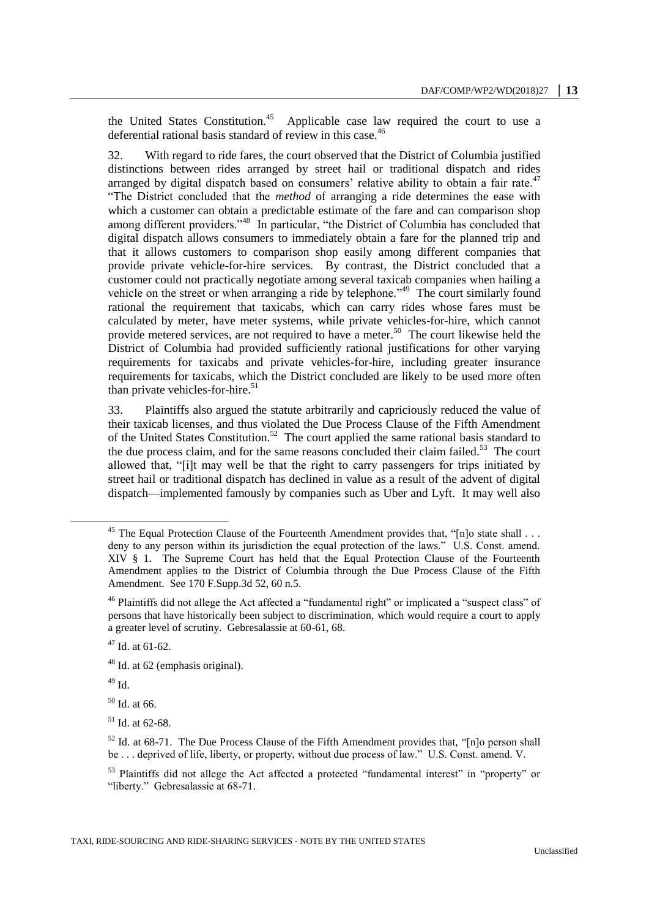the United States Constitution.[45] Applicable case law required the court to use a deferential rational basis standard of review in this case.[46]

32. With regard to ride fares, the court observed that the District of Columbia justified distinctions between rides arranged by street hail or traditional dispatch and rides arranged by digital dispatch based on consumers' relative ability to obtain a fair rate.[47] "The District concluded that the *method* of arranging a ride determines the ease with which a customer can obtain a predictable estimate of the fare and can comparison shop among different providers."[48] In particular, "the District of Columbia has concluded that digital dispatch allows consumers to immediately obtain a fare for the planned trip and that it allows customers to comparison shop easily among different companies that provide private vehicle-for-hire services. By contrast, the District concluded that a customer could not practically negotiate among several taxicab companies when hailing a vehicle on the street or when arranging a ride by telephone."[49] The court similarly found rational the requirement that taxicabs, which can carry rides whose fares must be calculated by meter, have meter systems, while private vehicles-for-hire, which cannot provide metered services, are not required to have a meter.[50] The court likewise held the District of Columbia had provided sufficiently rational justifications for other varying requirements for taxicabs and private vehicles-for-hire, including greater insurance requirements for taxicabs, which the District concluded are likely to be used more often than private vehicles-for-hire.[51]

33. Plaintiffs also argued the statute arbitrarily and capriciously reduced the value of their taxicab licenses, and thus violated the Due Process Clause of the Fifth Amendment of the United States Constitution.[52] The court applied the same rational basis standard to the due process claim, and for the same reasons concluded their claim failed.[53] The court allowed that, "[i]t may well be that the right to carry passengers for trips initiated by street hail or traditional dispatch has declined in value as a result of the advent of digital dispatch—implemented famously by companies such as Uber and Lyft. It may well also

---

[45] The Equal Protection Clause of the Fourteenth Amendment provides that, "[n]o state shall . . . deny to any person within its jurisdiction the equal protection of the laws." U.S. Const. amend. XIV § 1. The Supreme Court has held that the Equal Protection Clause of the Fourteenth Amendment applies to the District of Columbia through the Due Process Clause of the Fifth Amendment. See 170 F.Supp.3d 52, 60 n.5.

[46] Plaintiffs did not allege the Act affected a "fundamental right" or implicated a "suspect class" of persons that have historically been subject to discrimination, which would require a court to apply a greater level of scrutiny. Gebresalassie at 60-61, 68.

[47] Id. at 61-62.

[48] Id. at 62 (emphasis original).

[49] Id.

[50] Id. at 66.

[51] Id. at 62-68.

[52] Id. at 68-71. The Due Process Clause of the Fifth Amendment provides that, "[n]o person shall be . . . deprived of life, liberty, or property, without due process of law." U.S. Const. amend. V.

[53] Plaintiffs did not allege the Act affected a protected "fundamental interest" in "property" or "liberty." Gebresalassie at 68-71.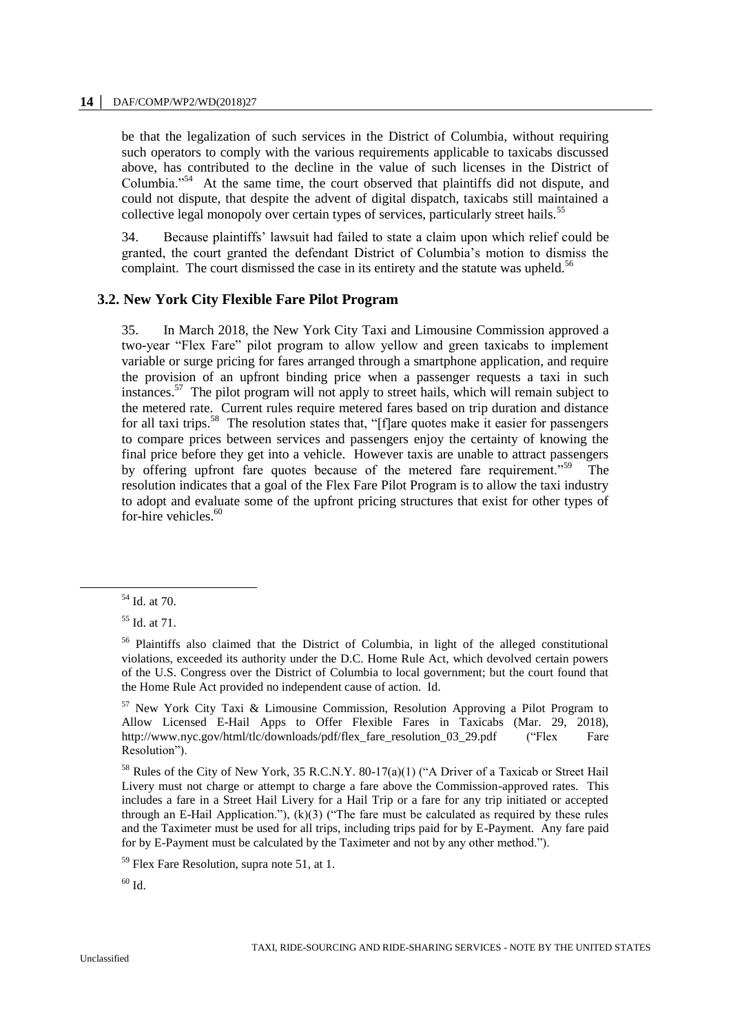be that the legalization of such services in the District of Columbia, without requiring such operators to comply with the various requirements applicable to taxicabs discussed above, has contributed to the decline in the value of such licenses in the District of Columbia."[54] At the same time, the court observed that plaintiffs did not dispute, and could not dispute, that despite the advent of digital dispatch, taxicabs still maintained a collective legal monopoly over certain types of services, particularly street hails.[55]

34. Because plaintiffs' lawsuit had failed to state a claim upon which relief could be granted, the court granted the defendant District of Columbia's motion to dismiss the complaint. The court dismissed the case in its entirety and the statute was upheld.[56]

### 3.2. New York City Flexible Fare Pilot Program

35. In March 2018, the New York City Taxi and Limousine Commission approved a two-year "Flex Fare" pilot program to allow yellow and green taxicabs to implement variable or surge pricing for fares arranged through a smartphone application, and require the provision of an upfront binding price when a passenger requests a taxi in such instances.[57] The pilot program will not apply to street hails, which will remain subject to the metered rate. Current rules require metered fares based on trip duration and distance for all taxi trips.[58] The resolution states that, "[f]are quotes make it easier for passengers to compare prices between services and passengers enjoy the certainty of knowing the final price before they get into a vehicle. However taxis are unable to attract passengers by offering upfront fare quotes because of the metered fare requirement."[59] The resolution indicates that a goal of the Flex Fare Pilot Program is to allow the taxi industry to adopt and evaluate some of the upfront pricing structures that exist for other types of for-hire vehicles.[60]

---

[54] Id. at 70.

[55] Id. at 71.

[56] Plaintiffs also claimed that the District of Columbia, in light of the alleged constitutional violations, exceeded its authority under the D.C. Home Rule Act, which devolved certain powers of the U.S. Congress over the District of Columbia to local government; but the court found that the Home Rule Act provided no independent cause of action. Id.

[57] New York City Taxi & Limousine Commission, Resolution Approving a Pilot Program to Allow Licensed E-Hail Apps to Offer Flexible Fares in Taxicabs (Mar. 29, 2018), http://www.nyc.gov/html/tlc/downloads/pdf/flex_fare_resolution_03_29.pdf ("Flex Fare Resolution").

[58] Rules of the City of New York, 35 R.C.N.Y. 80-17(a)(1) ("A Driver of a Taxicab or Street Hail Livery must not charge or attempt to charge a fare above the Commission-approved rates. This includes a fare in a Street Hail Livery for a Hail Trip or a fare for any trip initiated or accepted through an E-Hail Application."), (k)(3) ("The fare must be calculated as required by these rules and the Taximeter must be used for all trips, including trips paid for by E-Payment. Any fare paid for by E-Payment must be calculated by the Taximeter and not by any other method.").

[59] Flex Fare Resolution, supra note 51, at 1.

[60] Id.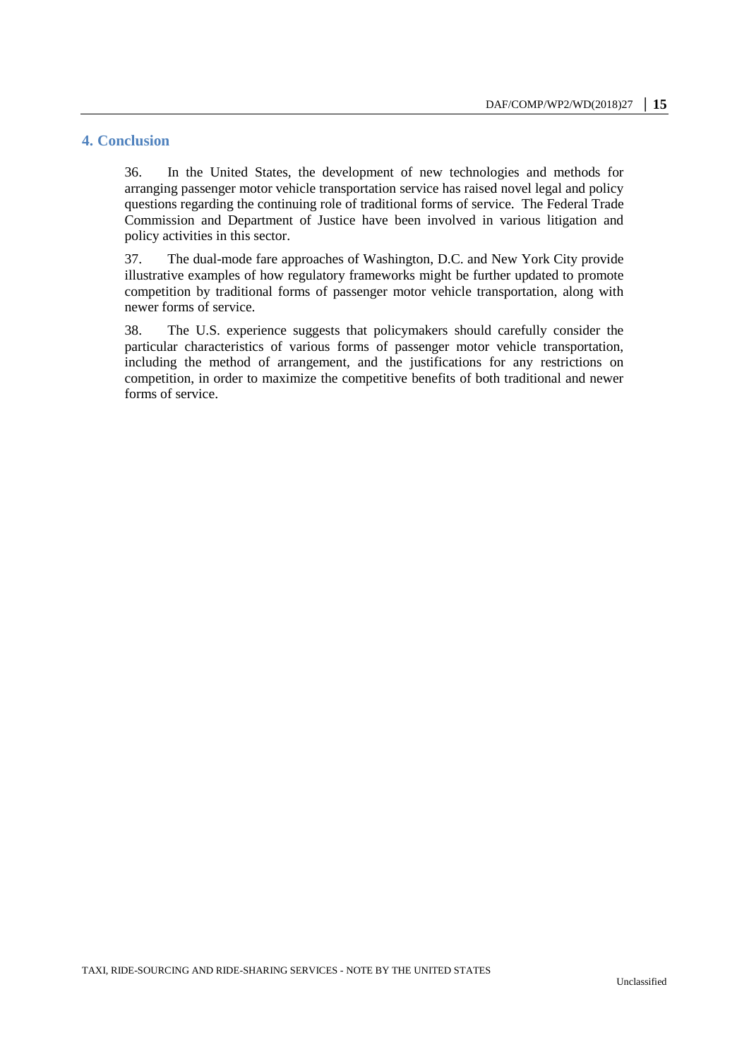## 4. Conclusion

36. In the United States, the development of new technologies and methods for arranging passenger motor vehicle transportation service has raised novel legal and policy questions regarding the continuing role of traditional forms of service. The Federal Trade Commission and Department of Justice have been involved in various litigation and policy activities in this sector.

37. The dual-mode fare approaches of Washington, D.C. and New York City provide illustrative examples of how regulatory frameworks might be further updated to promote competition by traditional forms of passenger motor vehicle transportation, along with newer forms of service.

38. The U.S. experience suggests that policymakers should carefully consider the particular characteristics of various forms of passenger motor vehicle transportation, including the method of arrangement, and the justifications for any restrictions on competition, in order to maximize the competitive benefits of both traditional and newer forms of service.